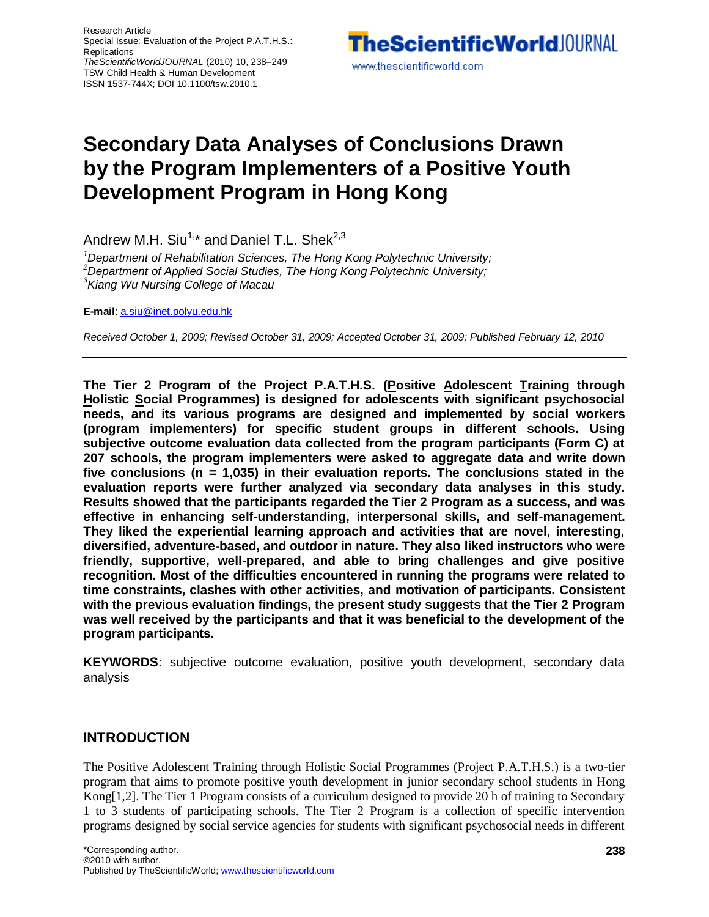Research Article
Special Issue: Evaluation of the Project P.A.T.H.S.: Replications
*TheScientificWorldJOURNAL* (2010) 10, 238–249
TSW Child Health & Human Development
ISSN 1537-744X; DOI 10.1100/tsw.2010.1

# Secondary Data Analyses of Conclusions Drawn by the Program Implementers of a Positive Youth Development Program in Hong Kong

Andrew M.H. Siu[1,*] and Daniel T.L. Shek[2,3]

[1]*Department of Rehabilitation Sciences, The Hong Kong Polytechnic University;*
[2]*Department of Applied Social Studies, The Hong Kong Polytechnic University;*
[3]*Kiang Wu Nursing College of Macau*

**E-mail**: a.siu@inet.polyu.edu.hk

*Received October 1, 2009; Revised October 31, 2009; Accepted October 31, 2009; Published February 12, 2010*

---

**The Tier 2 Program of the Project P.A.T.H.S. (Positive Adolescent Training through Holistic Social Programmes) is designed for adolescents with significant psychosocial needs, and its various programs are designed and implemented by social workers (program implementers) for specific student groups in different schools. Using subjective outcome evaluation data collected from the program participants (Form C) at 207 schools, the program implementers were asked to aggregate data and write down five conclusions (n = 1,035) in their evaluation reports. The conclusions stated in the evaluation reports were further analyzed via secondary data analyses in this study. Results showed that the participants regarded the Tier 2 Program as a success, and was effective in enhancing self-understanding, interpersonal skills, and self-management. They liked the experiential learning approach and activities that are novel, interesting, diversified, adventure-based, and outdoor in nature. They also liked instructors who were friendly, supportive, well-prepared, and able to bring challenges and give positive recognition. Most of the difficulties encountered in running the programs were related to time constraints, clashes with other activities, and motivation of participants. Consistent with the previous evaluation findings, the present study suggests that the Tier 2 Program was well received by the participants and that it was beneficial to the development of the program participants.**

**KEYWORDS**: subjective outcome evaluation, positive youth development, secondary data analysis

---

## INTRODUCTION

The Positive Adolescent Training through Holistic Social Programmes (Project P.A.T.H.S.) is a two-tier program that aims to promote positive youth development in junior secondary school students in Hong Kong[1,2]. The Tier 1 Program consists of a curriculum designed to provide 20 h of training to Secondary 1 to 3 students of participating schools. The Tier 2 Program is a collection of specific intervention programs designed by social service agencies for students with significant psychosocial needs in different

*Corresponding author.
©2010 with author.
Published by TheScientificWorld; www.thescientificworld.com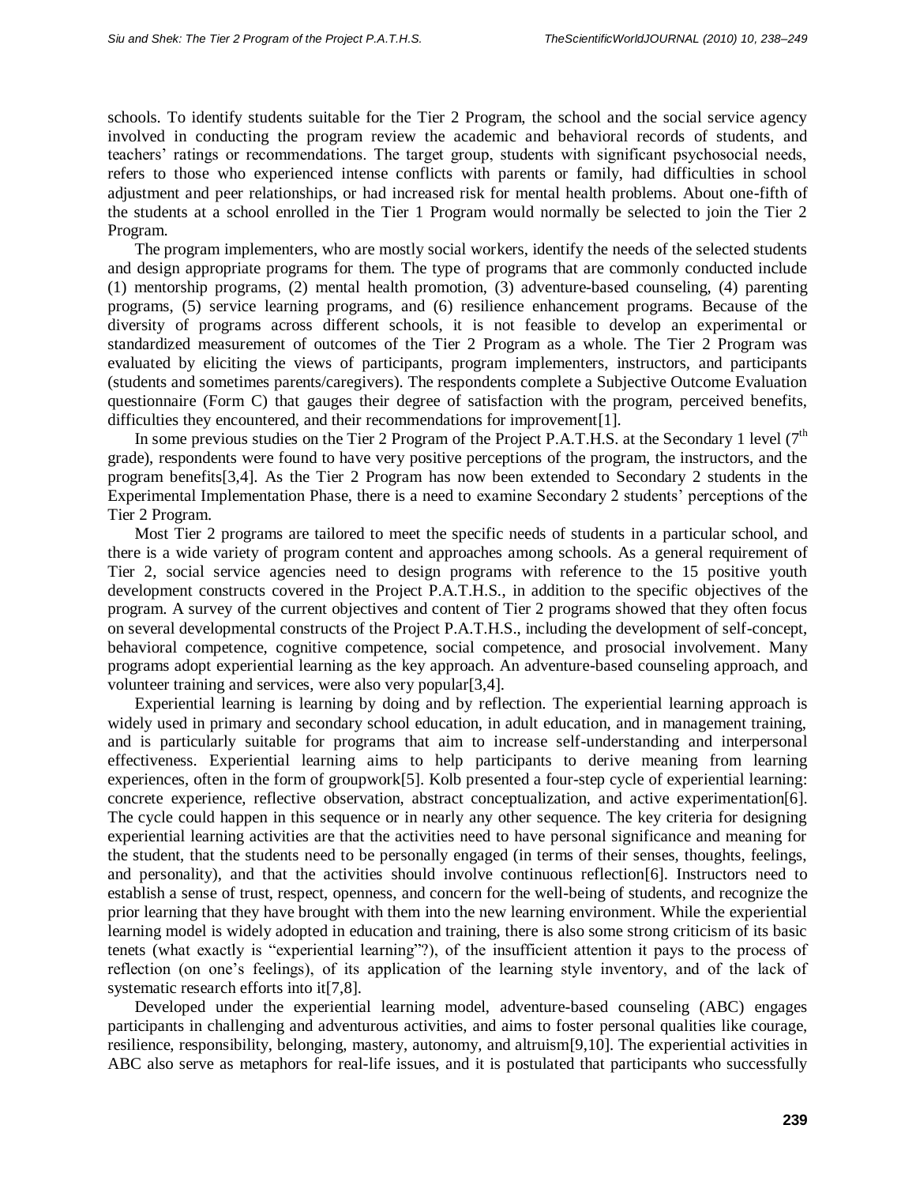schools. To identify students suitable for the Tier 2 Program, the school and the social service agency involved in conducting the program review the academic and behavioral records of students, and teachers' ratings or recommendations. The target group, students with significant psychosocial needs, refers to those who experienced intense conflicts with parents or family, had difficulties in school adjustment and peer relationships, or had increased risk for mental health problems. About one-fifth of the students at a school enrolled in the Tier 1 Program would normally be selected to join the Tier 2 Program.

The program implementers, who are mostly social workers, identify the needs of the selected students and design appropriate programs for them. The type of programs that are commonly conducted include (1) mentorship programs, (2) mental health promotion, (3) adventure-based counseling, (4) parenting programs, (5) service learning programs, and (6) resilience enhancement programs. Because of the diversity of programs across different schools, it is not feasible to develop an experimental or standardized measurement of outcomes of the Tier 2 Program as a whole. The Tier 2 Program was evaluated by eliciting the views of participants, program implementers, instructors, and participants (students and sometimes parents/caregivers). The respondents complete a Subjective Outcome Evaluation questionnaire (Form C) that gauges their degree of satisfaction with the program, perceived benefits, difficulties they encountered, and their recommendations for improvement[1].

In some previous studies on the Tier 2 Program of the Project P.A.T.H.S. at the Secondary 1 level (7th grade), respondents were found to have very positive perceptions of the program, the instructors, and the program benefits[3,4]. As the Tier 2 Program has now been extended to Secondary 2 students in the Experimental Implementation Phase, there is a need to examine Secondary 2 students' perceptions of the Tier 2 Program.

Most Tier 2 programs are tailored to meet the specific needs of students in a particular school, and there is a wide variety of program content and approaches among schools. As a general requirement of Tier 2, social service agencies need to design programs with reference to the 15 positive youth development constructs covered in the Project P.A.T.H.S., in addition to the specific objectives of the program. A survey of the current objectives and content of Tier 2 programs showed that they often focus on several developmental constructs of the Project P.A.T.H.S., including the development of self-concept, behavioral competence, cognitive competence, social competence, and prosocial involvement. Many programs adopt experiential learning as the key approach. An adventure-based counseling approach, and volunteer training and services, were also very popular[3,4].

Experiential learning is learning by doing and by reflection. The experiential learning approach is widely used in primary and secondary school education, in adult education, and in management training, and is particularly suitable for programs that aim to increase self-understanding and interpersonal effectiveness. Experiential learning aims to help participants to derive meaning from learning experiences, often in the form of groupwork[5]. Kolb presented a four-step cycle of experiential learning: concrete experience, reflective observation, abstract conceptualization, and active experimentation[6]. The cycle could happen in this sequence or in nearly any other sequence. The key criteria for designing experiential learning activities are that the activities need to have personal significance and meaning for the student, that the students need to be personally engaged (in terms of their senses, thoughts, feelings, and personality), and that the activities should involve continuous reflection[6]. Instructors need to establish a sense of trust, respect, openness, and concern for the well-being of students, and recognize the prior learning that they have brought with them into the new learning environment. While the experiential learning model is widely adopted in education and training, there is also some strong criticism of its basic tenets (what exactly is "experiential learning"?), of the insufficient attention it pays to the process of reflection (on one's feelings), of its application of the learning style inventory, and of the lack of systematic research efforts into it[7,8].

Developed under the experiential learning model, adventure-based counseling (ABC) engages participants in challenging and adventurous activities, and aims to foster personal qualities like courage, resilience, responsibility, belonging, mastery, autonomy, and altruism[9,10]. The experiential activities in ABC also serve as metaphors for real-life issues, and it is postulated that participants who successfully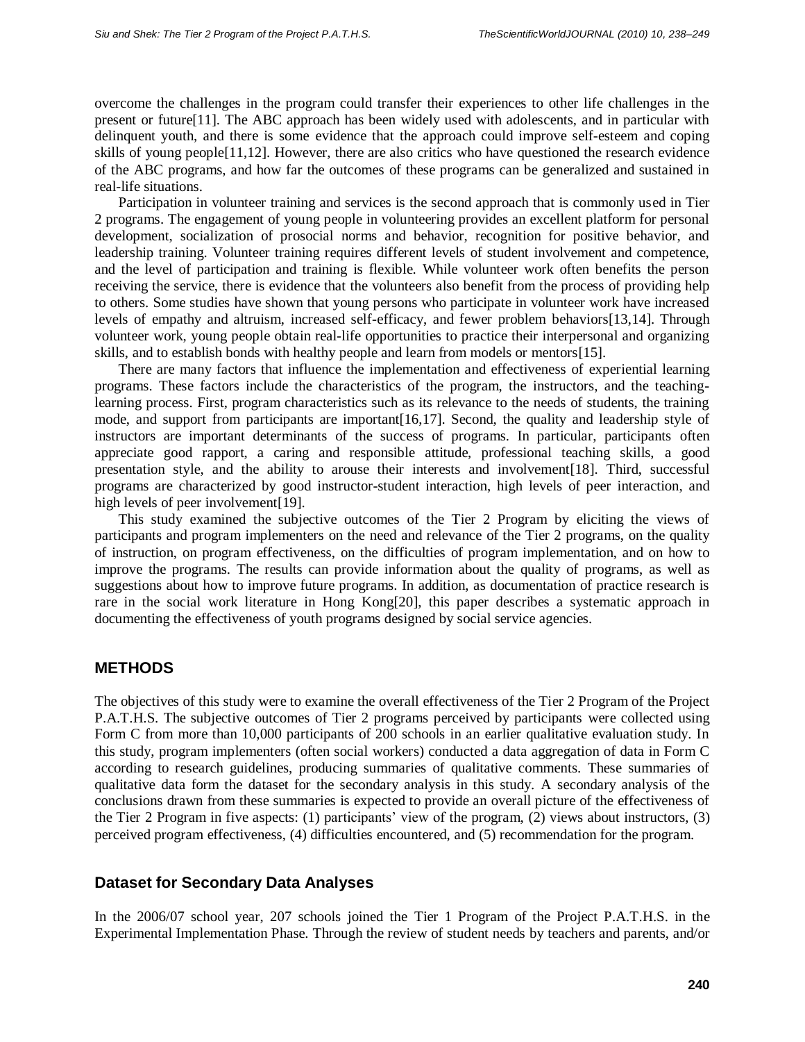overcome the challenges in the program could transfer their experiences to other life challenges in the present or future[11]. The ABC approach has been widely used with adolescents, and in particular with delinquent youth, and there is some evidence that the approach could improve self-esteem and coping skills of young people[11,12]. However, there are also critics who have questioned the research evidence of the ABC programs, and how far the outcomes of these programs can be generalized and sustained in real-life situations.

Participation in volunteer training and services is the second approach that is commonly used in Tier 2 programs. The engagement of young people in volunteering provides an excellent platform for personal development, socialization of prosocial norms and behavior, recognition for positive behavior, and leadership training. Volunteer training requires different levels of student involvement and competence, and the level of participation and training is flexible. While volunteer work often benefits the person receiving the service, there is evidence that the volunteers also benefit from the process of providing help to others. Some studies have shown that young persons who participate in volunteer work have increased levels of empathy and altruism, increased self-efficacy, and fewer problem behaviors[13,14]. Through volunteer work, young people obtain real-life opportunities to practice their interpersonal and organizing skills, and to establish bonds with healthy people and learn from models or mentors[15].

There are many factors that influence the implementation and effectiveness of experiential learning programs. These factors include the characteristics of the program, the instructors, and the teaching-learning process. First, program characteristics such as its relevance to the needs of students, the training mode, and support from participants are important[16,17]. Second, the quality and leadership style of instructors are important determinants of the success of programs. In particular, participants often appreciate good rapport, a caring and responsible attitude, professional teaching skills, a good presentation style, and the ability to arouse their interests and involvement[18]. Third, successful programs are characterized by good instructor-student interaction, high levels of peer interaction, and high levels of peer involvement[19].

This study examined the subjective outcomes of the Tier 2 Program by eliciting the views of participants and program implementers on the need and relevance of the Tier 2 programs, on the quality of instruction, on program effectiveness, on the difficulties of program implementation, and on how to improve the programs. The results can provide information about the quality of programs, as well as suggestions about how to improve future programs. In addition, as documentation of practice research is rare in the social work literature in Hong Kong[20], this paper describes a systematic approach in documenting the effectiveness of youth programs designed by social service agencies.

## METHODS

The objectives of this study were to examine the overall effectiveness of the Tier 2 Program of the Project P.A.T.H.S. The subjective outcomes of Tier 2 programs perceived by participants were collected using Form C from more than 10,000 participants of 200 schools in an earlier qualitative evaluation study. In this study, program implementers (often social workers) conducted a data aggregation of data in Form C according to research guidelines, producing summaries of qualitative comments. These summaries of qualitative data form the dataset for the secondary analysis in this study. A secondary analysis of the conclusions drawn from these summaries is expected to provide an overall picture of the effectiveness of the Tier 2 Program in five aspects: (1) participants' view of the program, (2) views about instructors, (3) perceived program effectiveness, (4) difficulties encountered, and (5) recommendation for the program.

### Dataset for Secondary Data Analyses

In the 2006/07 school year, 207 schools joined the Tier 1 Program of the Project P.A.T.H.S. in the Experimental Implementation Phase. Through the review of student needs by teachers and parents, and/or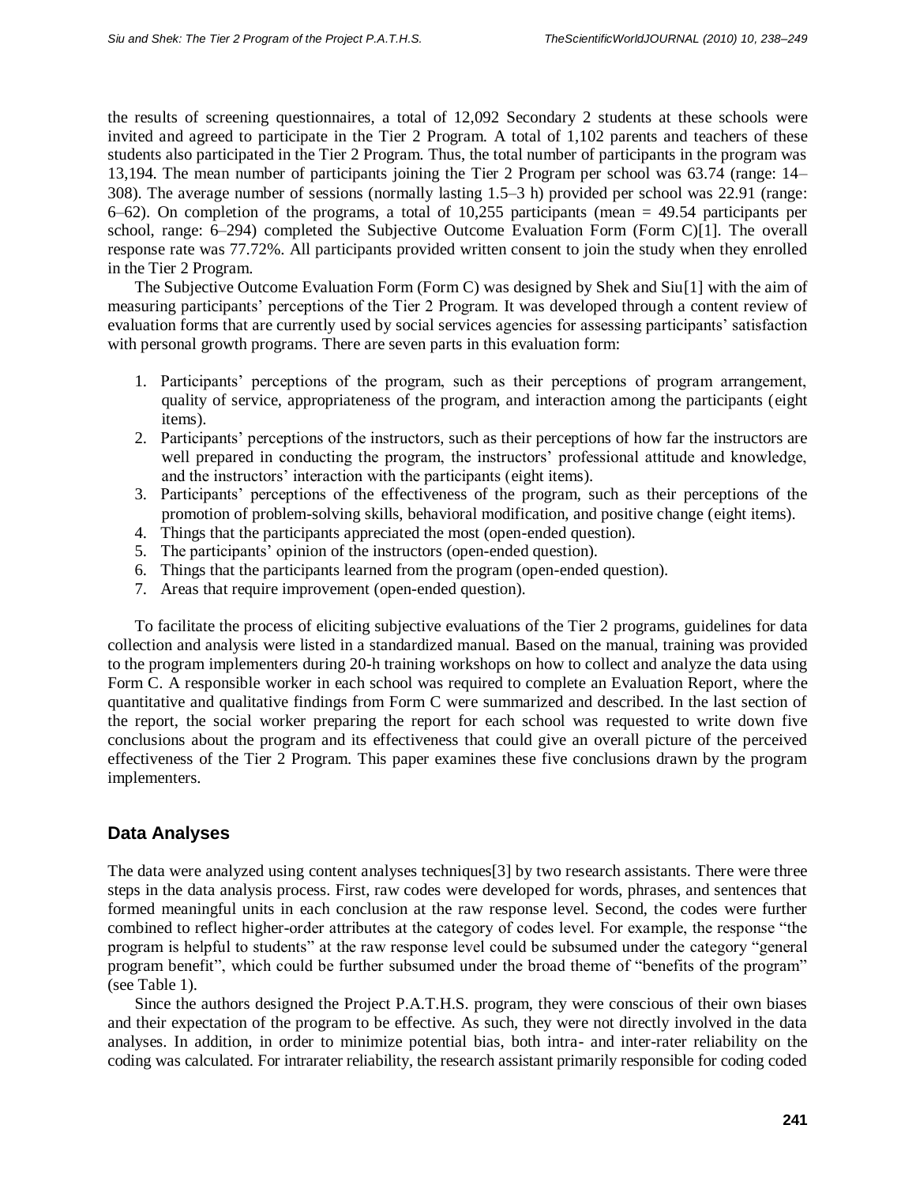the results of screening questionnaires, a total of 12,092 Secondary 2 students at these schools were invited and agreed to participate in the Tier 2 Program. A total of 1,102 parents and teachers of these students also participated in the Tier 2 Program. Thus, the total number of participants in the program was 13,194. The mean number of participants joining the Tier 2 Program per school was 63.74 (range: 14–308). The average number of sessions (normally lasting 1.5–3 h) provided per school was 22.91 (range: 6–62). On completion of the programs, a total of 10,255 participants (mean = 49.54 participants per school, range: 6–294) completed the Subjective Outcome Evaluation Form (Form C)[1]. The overall response rate was 77.72%. All participants provided written consent to join the study when they enrolled in the Tier 2 Program.

The Subjective Outcome Evaluation Form (Form C) was designed by Shek and Siu[1] with the aim of measuring participants' perceptions of the Tier 2 Program. It was developed through a content review of evaluation forms that are currently used by social services agencies for assessing participants' satisfaction with personal growth programs. There are seven parts in this evaluation form:

1. Participants' perceptions of the program, such as their perceptions of program arrangement, quality of service, appropriateness of the program, and interaction among the participants (eight items).
2. Participants' perceptions of the instructors, such as their perceptions of how far the instructors are well prepared in conducting the program, the instructors' professional attitude and knowledge, and the instructors' interaction with the participants (eight items).
3. Participants' perceptions of the effectiveness of the program, such as their perceptions of the promotion of problem-solving skills, behavioral modification, and positive change (eight items).
4. Things that the participants appreciated the most (open-ended question).
5. The participants' opinion of the instructors (open-ended question).
6. Things that the participants learned from the program (open-ended question).
7. Areas that require improvement (open-ended question).

To facilitate the process of eliciting subjective evaluations of the Tier 2 programs, guidelines for data collection and analysis were listed in a standardized manual. Based on the manual, training was provided to the program implementers during 20-h training workshops on how to collect and analyze the data using Form C. A responsible worker in each school was required to complete an Evaluation Report, where the quantitative and qualitative findings from Form C were summarized and described. In the last section of the report, the social worker preparing the report for each school was requested to write down five conclusions about the program and its effectiveness that could give an overall picture of the perceived effectiveness of the Tier 2 Program. This paper examines these five conclusions drawn by the program implementers.

## Data Analyses

The data were analyzed using content analyses techniques[3] by two research assistants. There were three steps in the data analysis process. First, raw codes were developed for words, phrases, and sentences that formed meaningful units in each conclusion at the raw response level. Second, the codes were further combined to reflect higher-order attributes at the category of codes level. For example, the response "the program is helpful to students" at the raw response level could be subsumed under the category "general program benefit", which could be further subsumed under the broad theme of "benefits of the program" (see Table 1).

Since the authors designed the Project P.A.T.H.S. program, they were conscious of their own biases and their expectation of the program to be effective. As such, they were not directly involved in the data analyses. In addition, in order to minimize potential bias, both intra- and inter-rater reliability on the coding was calculated. For intrarater reliability, the research assistant primarily responsible for coding coded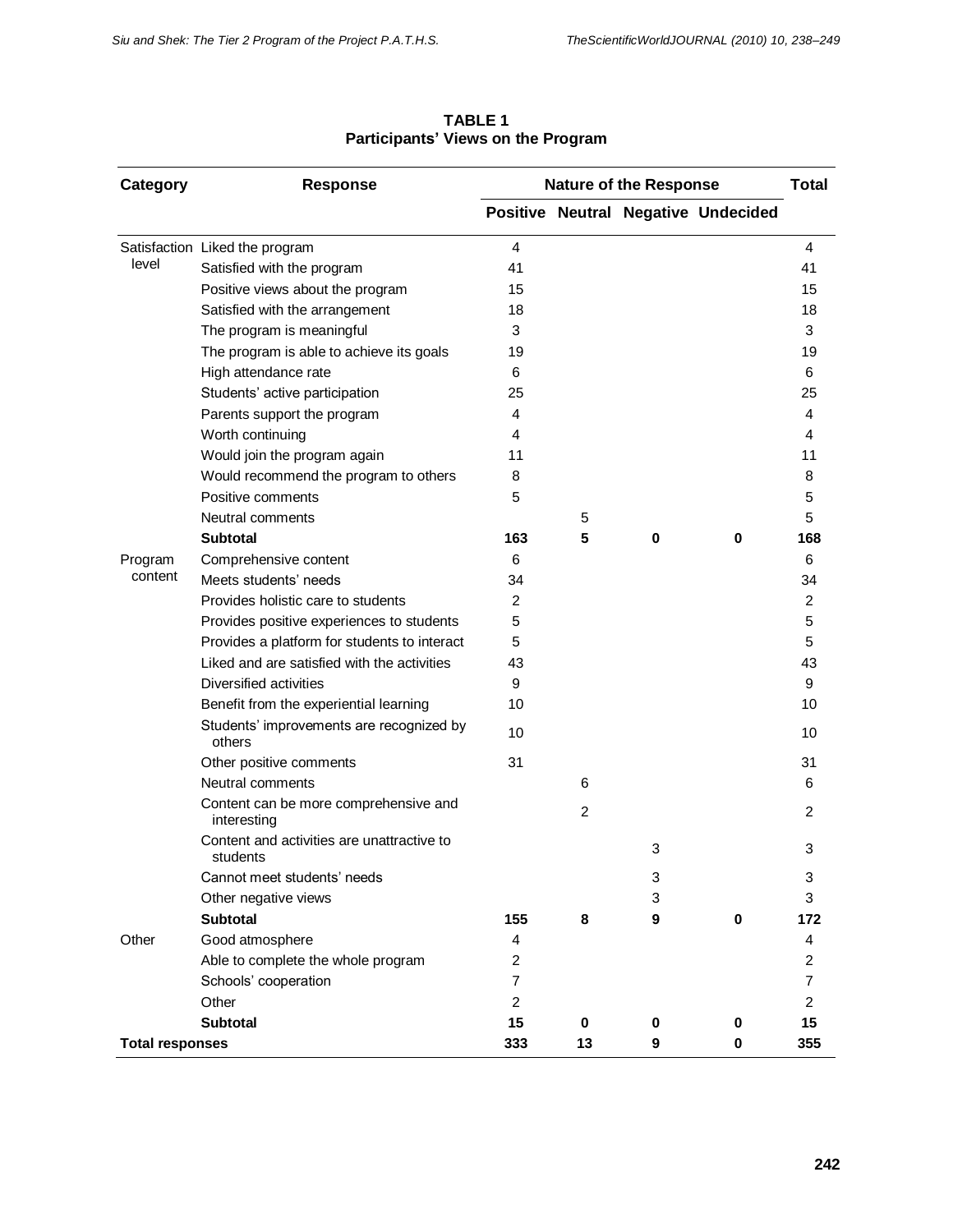**TABLE 1**
**Participants' Views on the Program**

| Category | Response | Nature of the Response | | | | Total |
|---|---|---|---|---|---|---|
| | | Positive | Neutral | Negative | Undecided | |
| Satisfaction level | Liked the program | 4 | | | | 4 |
| | Satisfied with the program | 41 | | | | 41 |
| | Positive views about the program | 15 | | | | 15 |
| | Satisfied with the arrangement | 18 | | | | 18 |
| | The program is meaningful | 3 | | | | 3 |
| | The program is able to achieve its goals | 19 | | | | 19 |
| | High attendance rate | 6 | | | | 6 |
| | Students' active participation | 25 | | | | 25 |
| | Parents support the program | 4 | | | | 4 |
| | Worth continuing | 4 | | | | 4 |
| | Would join the program again | 11 | | | | 11 |
| | Would recommend the program to others | 8 | | | | 8 |
| | Positive comments | 5 | | | | 5 |
| | Neutral comments | | 5 | | | 5 |
| | **Subtotal** | **163** | **5** | **0** | **0** | **168** |
| Program content | Comprehensive content | 6 | | | | 6 |
| | Meets students' needs | 34 | | | | 34 |
| | Provides holistic care to students | 2 | | | | 2 |
| | Provides positive experiences to students | 5 | | | | 5 |
| | Provides a platform for students to interact | 5 | | | | 5 |
| | Liked and are satisfied with the activities | 43 | | | | 43 |
| | Diversified activities | 9 | | | | 9 |
| | Benefit from the experiential learning | 10 | | | | 10 |
| | Students' improvements are recognized by others | 10 | | | | 10 |
| | Other positive comments | 31 | | | | 31 |
| | Neutral comments | | 6 | | | 6 |
| | Content can be more comprehensive and interesting | | 2 | | | 2 |
| | Content and activities are unattractive to students | | | 3 | | 3 |
| | Cannot meet students' needs | | | 3 | | 3 |
| | Other negative views | | | 3 | | 3 |
| | **Subtotal** | **155** | **8** | **9** | **0** | **172** |
| Other | Good atmosphere | 4 | | | | 4 |
| | Able to complete the whole program | 2 | | | | 2 |
| | Schools' cooperation | 7 | | | | 7 |
| | Other | 2 | | | | 2 |
| | **Subtotal** | **15** | **0** | **0** | **0** | **15** |
| **Total responses** | | **333** | **13** | **9** | **0** | **355** |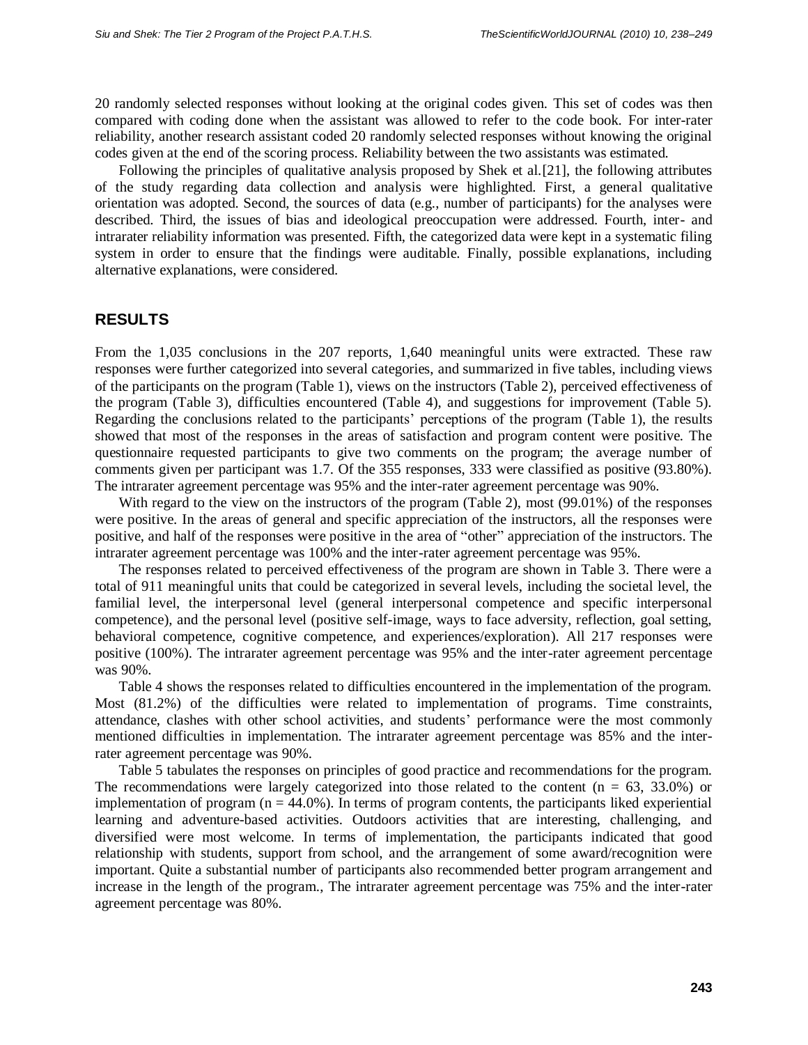20 randomly selected responses without looking at the original codes given. This set of codes was then compared with coding done when the assistant was allowed to refer to the code book. For inter-rater reliability, another research assistant coded 20 randomly selected responses without knowing the original codes given at the end of the scoring process. Reliability between the two assistants was estimated.

Following the principles of qualitative analysis proposed by Shek et al.[21], the following attributes of the study regarding data collection and analysis were highlighted. First, a general qualitative orientation was adopted. Second, the sources of data (e.g., number of participants) for the analyses were described. Third, the issues of bias and ideological preoccupation were addressed. Fourth, inter- and intrarater reliability information was presented. Fifth, the categorized data were kept in a systematic filing system in order to ensure that the findings were auditable. Finally, possible explanations, including alternative explanations, were considered.

## RESULTS

From the 1,035 conclusions in the 207 reports, 1,640 meaningful units were extracted. These raw responses were further categorized into several categories, and summarized in five tables, including views of the participants on the program (Table 1), views on the instructors (Table 2), perceived effectiveness of the program (Table 3), difficulties encountered (Table 4), and suggestions for improvement (Table 5). Regarding the conclusions related to the participants' perceptions of the program (Table 1), the results showed that most of the responses in the areas of satisfaction and program content were positive. The questionnaire requested participants to give two comments on the program; the average number of comments given per participant was 1.7. Of the 355 responses, 333 were classified as positive (93.80%). The intrarater agreement percentage was 95% and the inter-rater agreement percentage was 90%.

With regard to the view on the instructors of the program (Table 2), most (99.01%) of the responses were positive. In the areas of general and specific appreciation of the instructors, all the responses were positive, and half of the responses were positive in the area of "other" appreciation of the instructors. The intrarater agreement percentage was 100% and the inter-rater agreement percentage was 95%.

The responses related to perceived effectiveness of the program are shown in Table 3. There were a total of 911 meaningful units that could be categorized in several levels, including the societal level, the familial level, the interpersonal level (general interpersonal competence and specific interpersonal competence), and the personal level (positive self-image, ways to face adversity, reflection, goal setting, behavioral competence, cognitive competence, and experiences/exploration). All 217 responses were positive (100%). The intrarater agreement percentage was 95% and the inter-rater agreement percentage was 90%.

Table 4 shows the responses related to difficulties encountered in the implementation of the program. Most (81.2%) of the difficulties were related to implementation of programs. Time constraints, attendance, clashes with other school activities, and students' performance were the most commonly mentioned difficulties in implementation. The intrarater agreement percentage was 85% and the inter-rater agreement percentage was 90%.

Table 5 tabulates the responses on principles of good practice and recommendations for the program. The recommendations were largely categorized into those related to the content (n = 63, 33.0%) or implementation of program (n = 44.0%). In terms of program contents, the participants liked experiential learning and adventure-based activities. Outdoors activities that are interesting, challenging, and diversified were most welcome. In terms of implementation, the participants indicated that good relationship with students, support from school, and the arrangement of some award/recognition were important. Quite a substantial number of participants also recommended better program arrangement and increase in the length of the program., The intrarater agreement percentage was 75% and the inter-rater agreement percentage was 80%.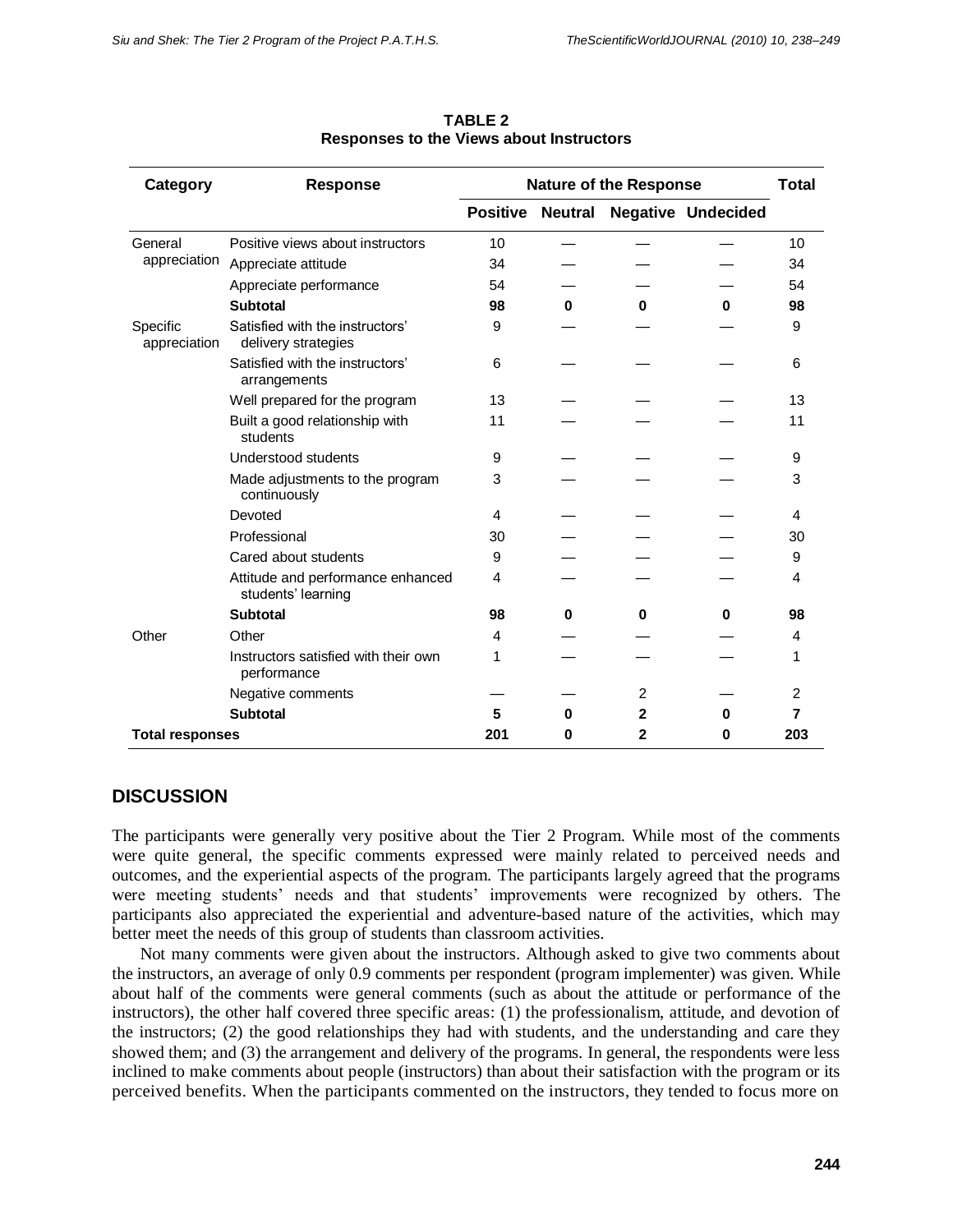**TABLE 2**
**Responses to the Views about Instructors**

| Category | Response | Nature of the Response | | | | Total |
|---|---|---|---|---|---|---|
| | | Positive | Neutral | Negative | Undecided | |
| General appreciation | Positive views about instructors | 10 | — | — | — | 10 |
| | Appreciate attitude | 34 | — | — | — | 34 |
| | Appreciate performance | 54 | — | — | — | 54 |
| | **Subtotal** | **98** | **0** | **0** | **0** | **98** |
| Specific appreciation | Satisfied with the instructors' delivery strategies | 9 | — | — | — | 9 |
| | Satisfied with the instructors' arrangements | 6 | — | — | — | 6 |
| | Well prepared for the program | 13 | — | — | — | 13 |
| | Built a good relationship with students | 11 | — | — | — | 11 |
| | Understood students | 9 | — | — | — | 9 |
| | Made adjustments to the program continuously | 3 | — | — | — | 3 |
| | Devoted | 4 | — | — | — | 4 |
| | Professional | 30 | — | — | — | 30 |
| | Cared about students | 9 | — | — | — | 9 |
| | Attitude and performance enhanced students' learning | 4 | — | — | — | 4 |
| | **Subtotal** | **98** | **0** | **0** | **0** | **98** |
| Other | Other | 4 | — | — | — | 4 |
| | Instructors satisfied with their own performance | 1 | — | — | — | 1 |
| | Negative comments | — | — | 2 | — | 2 |
| | **Subtotal** | **5** | **0** | **2** | **0** | **7** |
| **Total responses** | | **201** | **0** | **2** | **0** | **203** |

## DISCUSSION

The participants were generally very positive about the Tier 2 Program. While most of the comments were quite general, the specific comments expressed were mainly related to perceived needs and outcomes, and the experiential aspects of the program. The participants largely agreed that the programs were meeting students' needs and that students' improvements were recognized by others. The participants also appreciated the experiential and adventure-based nature of the activities, which may better meet the needs of this group of students than classroom activities.

Not many comments were given about the instructors. Although asked to give two comments about the instructors, an average of only 0.9 comments per respondent (program implementer) was given. While about half of the comments were general comments (such as about the attitude or performance of the instructors), the other half covered three specific areas: (1) the professionalism, attitude, and devotion of the instructors; (2) the good relationships they had with students, and the understanding and care they showed them; and (3) the arrangement and delivery of the programs. In general, the respondents were less inclined to make comments about people (instructors) than about their satisfaction with the program or its perceived benefits. When the participants commented on the instructors, they tended to focus more on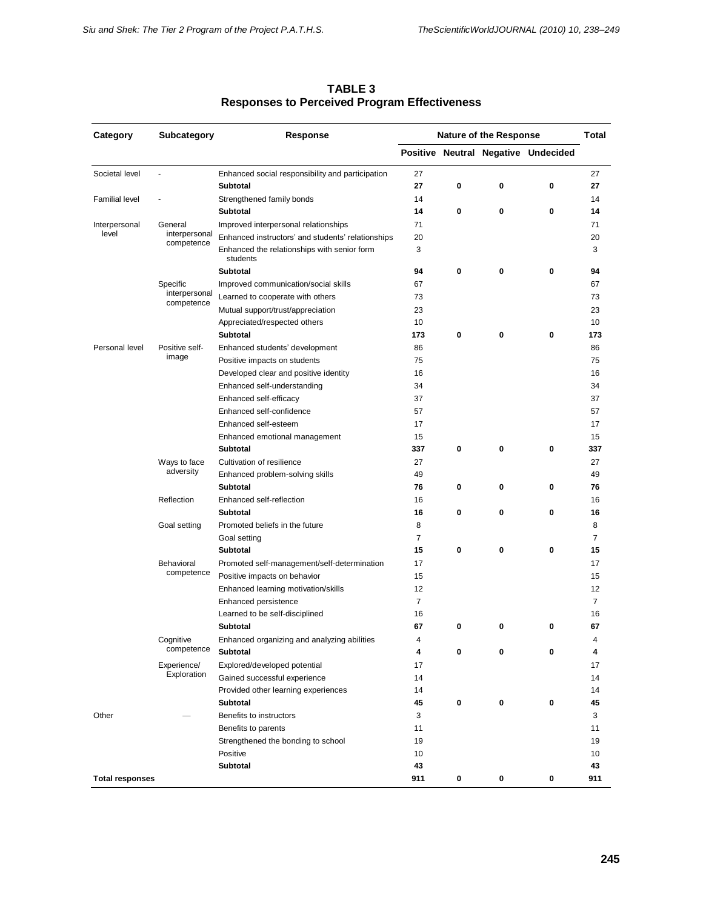**TABLE 3**
**Responses to Perceived Program Effectiveness**

| Category | Subcategory | Response | Nature of the Response | | | | Total |
|---|---|---|---|---|---|---|---|
| | | | Positive | Neutral | Negative | Undecided | |
| Societal level | - | Enhanced social responsibility and participation | 27 | | | | 27 |
| | | **Subtotal** | **27** | **0** | **0** | **0** | **27** |
| Familial level | - | Strengthened family bonds | 14 | | | | 14 |
| | | **Subtotal** | **14** | **0** | **0** | **0** | **14** |
| Interpersonal level | General interpersonal competence | Improved interpersonal relationships | 71 | | | | 71 |
| | | Enhanced instructors' and students' relationships | 20 | | | | 20 |
| | | Enhanced the relationships with senior form students | 3 | | | | 3 |
| | | **Subtotal** | **94** | **0** | **0** | **0** | **94** |
| | Specific interpersonal competence | Improved communication/social skills | 67 | | | | 67 |
| | | Learned to cooperate with others | 73 | | | | 73 |
| | | Mutual support/trust/appreciation | 23 | | | | 23 |
| | | Appreciated/respected others | 10 | | | | 10 |
| | | **Subtotal** | **173** | **0** | **0** | **0** | **173** |
| Personal level | Positive self-image | Enhanced students' development | 86 | | | | 86 |
| | | Positive impacts on students | 75 | | | | 75 |
| | | Developed clear and positive identity | 16 | | | | 16 |
| | | Enhanced self-understanding | 34 | | | | 34 |
| | | Enhanced self-efficacy | 37 | | | | 37 |
| | | Enhanced self-confidence | 57 | | | | 57 |
| | | Enhanced self-esteem | 17 | | | | 17 |
| | | Enhanced emotional management | 15 | | | | 15 |
| | | **Subtotal** | **337** | **0** | **0** | **0** | **337** |
| | Ways to face adversity | Cultivation of resilience | 27 | | | | 27 |
| | | Enhanced problem-solving skills | 49 | | | | 49 |
| | | **Subtotal** | **76** | **0** | **0** | **0** | **76** |
| | Reflection | Enhanced self-reflection | 16 | | | | 16 |
| | | **Subtotal** | **16** | **0** | **0** | **0** | **16** |
| | Goal setting | Promoted beliefs in the future | 8 | | | | 8 |
| | | Goal setting | 7 | | | | 7 |
| | | **Subtotal** | **15** | **0** | **0** | **0** | **15** |
| | Behavioral competence | Promoted self-management/self-determination | 17 | | | | 17 |
| | | Positive impacts on behavior | 15 | | | | 15 |
| | | Enhanced learning motivation/skills | 12 | | | | 12 |
| | | Enhanced persistence | 7 | | | | 7 |
| | | Learned to be self-disciplined | 16 | | | | 16 |
| | | **Subtotal** | **67** | **0** | **0** | **0** | **67** |
| | Cognitive competence | Enhanced organizing and analyzing abilities | 4 | | | | 4 |
| | | **Subtotal** | **4** | **0** | **0** | **0** | **4** |
| | Experience/ Exploration | Explored/developed potential | 17 | | | | 17 |
| | | Gained successful experience | 14 | | | | 14 |
| | | Provided other learning experiences | 14 | | | | 14 |
| | | **Subtotal** | **45** | **0** | **0** | **0** | **45** |
| Other | — | Benefits to instructors | 3 | | | | 3 |
| | | Benefits to parents | 11 | | | | 11 |
| | | Strengthened the bonding to school | 19 | | | | 19 |
| | | Positive | 10 | | | | 10 |
| | | **Subtotal** | **43** | | | | **43** |
| **Total responses** | | | **911** | **0** | **0** | **0** | **911** |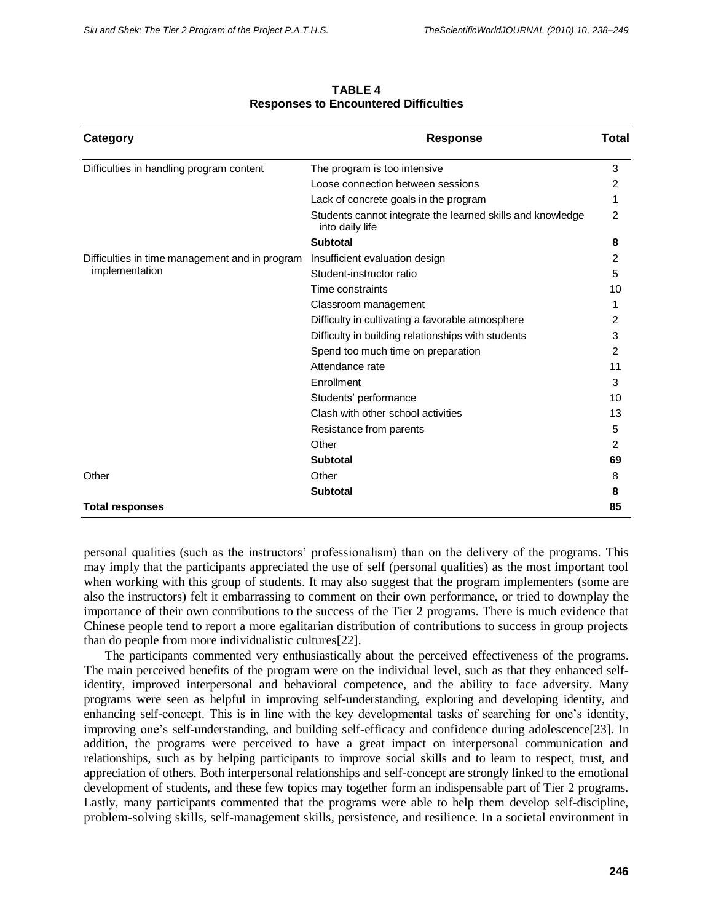**TABLE 4**
**Responses to Encountered Difficulties**

| Category | Response | Total |
|---|---|---|
| Difficulties in handling program content | The program is too intensive | 3 |
| | Loose connection between sessions | 2 |
| | Lack of concrete goals in the program | 1 |
| | Students cannot integrate the learned skills and knowledge into daily life | 2 |
| | **Subtotal** | **8** |
| Difficulties in time management and in program implementation | Insufficient evaluation design | 2 |
| | Student-instructor ratio | 5 |
| | Time constraints | 10 |
| | Classroom management | 1 |
| | Difficulty in cultivating a favorable atmosphere | 2 |
| | Difficulty in building relationships with students | 3 |
| | Spend too much time on preparation | 2 |
| | Attendance rate | 11 |
| | Enrollment | 3 |
| | Students' performance | 10 |
| | Clash with other school activities | 13 |
| | Resistance from parents | 5 |
| | Other | 2 |
| | **Subtotal** | **69** |
| Other | Other | 8 |
| | **Subtotal** | **8** |
| **Total responses** | | **85** |

personal qualities (such as the instructors' professionalism) than on the delivery of the programs. This may imply that the participants appreciated the use of self (personal qualities) as the most important tool when working with this group of students. It may also suggest that the program implementers (some are also the instructors) felt it embarrassing to comment on their own performance, or tried to downplay the importance of their own contributions to the success of the Tier 2 programs. There is much evidence that Chinese people tend to report a more egalitarian distribution of contributions to success in group projects than do people from more individualistic cultures[22].

The participants commented very enthusiastically about the perceived effectiveness of the programs. The main perceived benefits of the program were on the individual level, such as that they enhanced self-identity, improved interpersonal and behavioral competence, and the ability to face adversity. Many programs were seen as helpful in improving self-understanding, exploring and developing identity, and enhancing self-concept. This is in line with the key developmental tasks of searching for one's identity, improving one's self-understanding, and building self-efficacy and confidence during adolescence[23]. In addition, the programs were perceived to have a great impact on interpersonal communication and relationships, such as by helping participants to improve social skills and to learn to respect, trust, and appreciation of others. Both interpersonal relationships and self-concept are strongly linked to the emotional development of students, and these few topics may together form an indispensable part of Tier 2 programs. Lastly, many participants commented that the programs were able to help them develop self-discipline, problem-solving skills, self-management skills, persistence, and resilience. In a societal environment in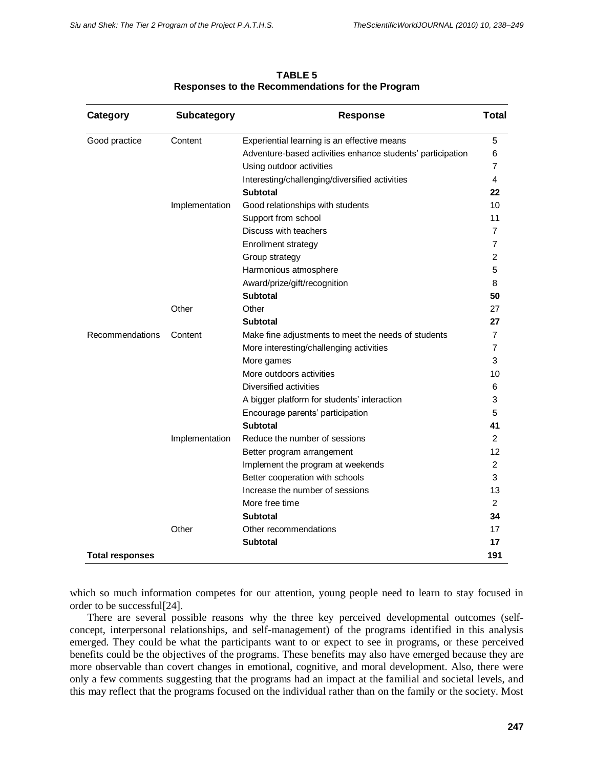**TABLE 5**
**Responses to the Recommendations for the Program**

| Category | Subcategory | Response | Total |
|---|---|---|---|
| Good practice | Content | Experiential learning is an effective means | 5 |
| | | Adventure-based activities enhance students' participation | 6 |
| | | Using outdoor activities | 7 |
| | | Interesting/challenging/diversified activities | 4 |
| | | **Subtotal** | **22** |
| | Implementation | Good relationships with students | 10 |
| | | Support from school | 11 |
| | | Discuss with teachers | 7 |
| | | Enrollment strategy | 7 |
| | | Group strategy | 2 |
| | | Harmonious atmosphere | 5 |
| | | Award/prize/gift/recognition | 8 |
| | | **Subtotal** | **50** |
| | Other | Other | 27 |
| | | **Subtotal** | **27** |
| Recommendations | Content | Make fine adjustments to meet the needs of students | 7 |
| | | More interesting/challenging activities | 7 |
| | | More games | 3 |
| | | More outdoors activities | 10 |
| | | Diversified activities | 6 |
| | | A bigger platform for students' interaction | 3 |
| | | Encourage parents' participation | 5 |
| | | **Subtotal** | **41** |
| | Implementation | Reduce the number of sessions | 2 |
| | | Better program arrangement | 12 |
| | | Implement the program at weekends | 2 |
| | | Better cooperation with schools | 3 |
| | | Increase the number of sessions | 13 |
| | | More free time | 2 |
| | | **Subtotal** | **34** |
| | Other | Other recommendations | 17 |
| | | **Subtotal** | **17** |
| **Total responses** | | | **191** |

which so much information competes for our attention, young people need to learn to stay focused in order to be successful[24].

There are several possible reasons why the three key perceived developmental outcomes (self-concept, interpersonal relationships, and self-management) of the programs identified in this analysis emerged. They could be what the participants want to or expect to see in programs, or these perceived benefits could be the objectives of the programs. These benefits may also have emerged because they are more observable than covert changes in emotional, cognitive, and moral development. Also, there were only a few comments suggesting that the programs had an impact at the familial and societal levels, and this may reflect that the programs focused on the individual rather than on the family or the society. Most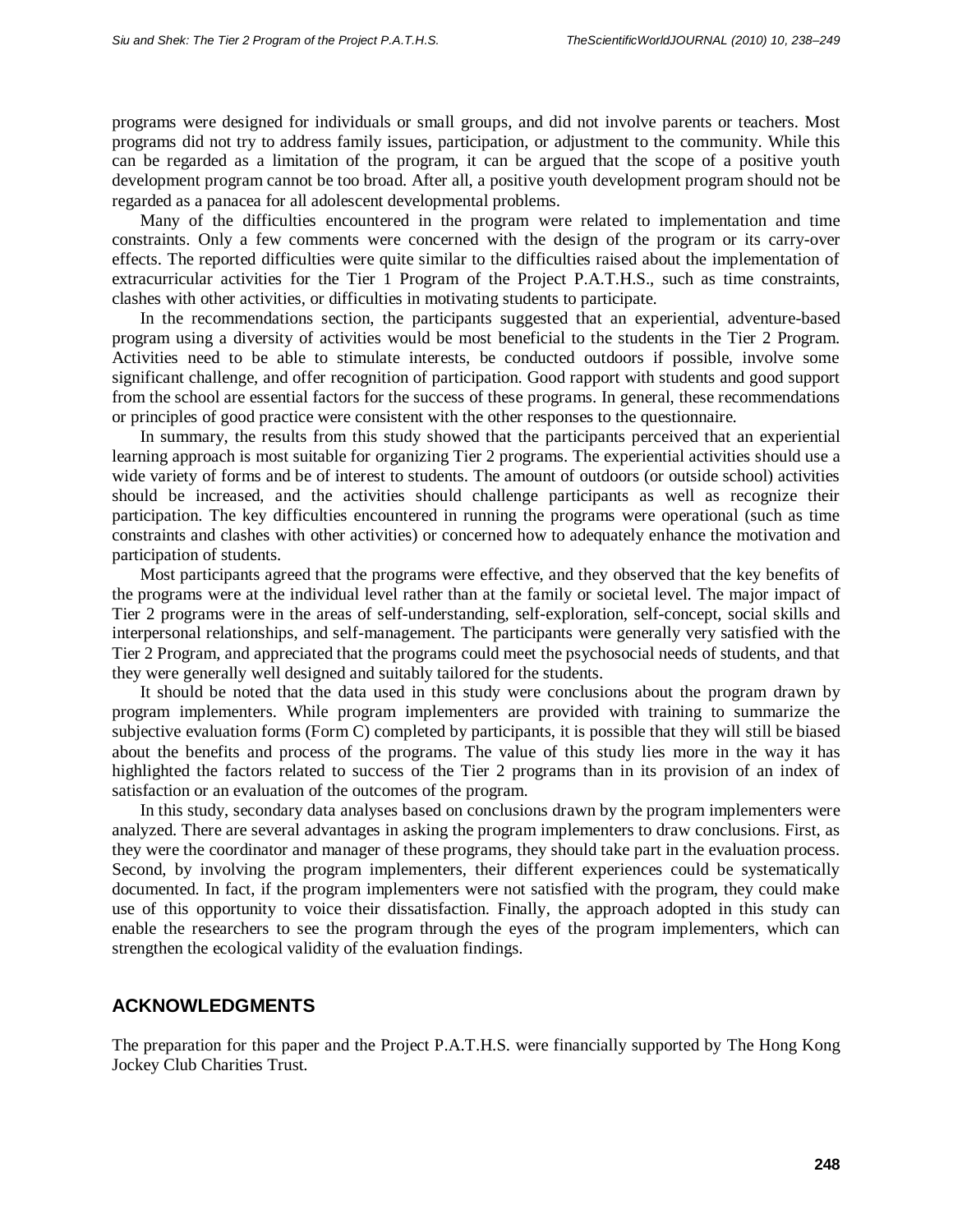programs were designed for individuals or small groups, and did not involve parents or teachers. Most programs did not try to address family issues, participation, or adjustment to the community. While this can be regarded as a limitation of the program, it can be argued that the scope of a positive youth development program cannot be too broad. After all, a positive youth development program should not be regarded as a panacea for all adolescent developmental problems.

Many of the difficulties encountered in the program were related to implementation and time constraints. Only a few comments were concerned with the design of the program or its carry-over effects. The reported difficulties were quite similar to the difficulties raised about the implementation of extracurricular activities for the Tier 1 Program of the Project P.A.T.H.S., such as time constraints, clashes with other activities, or difficulties in motivating students to participate.

In the recommendations section, the participants suggested that an experiential, adventure-based program using a diversity of activities would be most beneficial to the students in the Tier 2 Program. Activities need to be able to stimulate interests, be conducted outdoors if possible, involve some significant challenge, and offer recognition of participation. Good rapport with students and good support from the school are essential factors for the success of these programs. In general, these recommendations or principles of good practice were consistent with the other responses to the questionnaire.

In summary, the results from this study showed that the participants perceived that an experiential learning approach is most suitable for organizing Tier 2 programs. The experiential activities should use a wide variety of forms and be of interest to students. The amount of outdoors (or outside school) activities should be increased, and the activities should challenge participants as well as recognize their participation. The key difficulties encountered in running the programs were operational (such as time constraints and clashes with other activities) or concerned how to adequately enhance the motivation and participation of students.

Most participants agreed that the programs were effective, and they observed that the key benefits of the programs were at the individual level rather than at the family or societal level. The major impact of Tier 2 programs were in the areas of self-understanding, self-exploration, self-concept, social skills and interpersonal relationships, and self-management. The participants were generally very satisfied with the Tier 2 Program, and appreciated that the programs could meet the psychosocial needs of students, and that they were generally well designed and suitably tailored for the students.

It should be noted that the data used in this study were conclusions about the program drawn by program implementers. While program implementers are provided with training to summarize the subjective evaluation forms (Form C) completed by participants, it is possible that they will still be biased about the benefits and process of the programs. The value of this study lies more in the way it has highlighted the factors related to success of the Tier 2 programs than in its provision of an index of satisfaction or an evaluation of the outcomes of the program.

In this study, secondary data analyses based on conclusions drawn by the program implementers were analyzed. There are several advantages in asking the program implementers to draw conclusions. First, as they were the coordinator and manager of these programs, they should take part in the evaluation process. Second, by involving the program implementers, their different experiences could be systematically documented. In fact, if the program implementers were not satisfied with the program, they could make use of this opportunity to voice their dissatisfaction. Finally, the approach adopted in this study can enable the researchers to see the program through the eyes of the program implementers, which can strengthen the ecological validity of the evaluation findings.

## ACKNOWLEDGMENTS

The preparation for this paper and the Project P.A.T.H.S. were financially supported by The Hong Kong Jockey Club Charities Trust.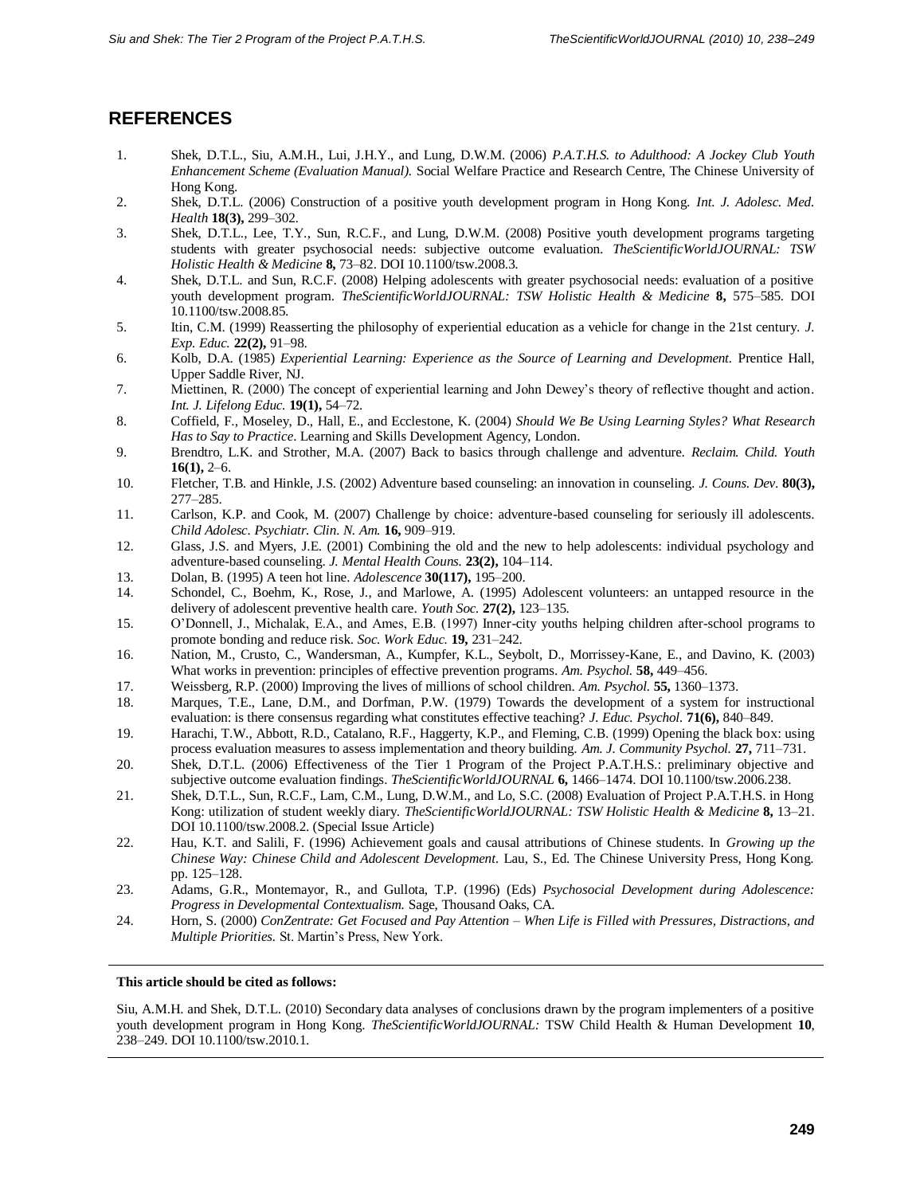## REFERENCES

1. Shek, D.T.L., Siu, A.M.H., Lui, J.H.Y., and Lung, D.W.M. (2006) *P.A.T.H.S. to Adulthood: A Jockey Club Youth Enhancement Scheme (Evaluation Manual).* Social Welfare Practice and Research Centre, The Chinese University of Hong Kong.
2. Shek, D.T.L. (2006) Construction of a positive youth development program in Hong Kong. *Int. J. Adolesc. Med. Health* **18(3),** 299–302.
3. Shek, D.T.L., Lee, T.Y., Sun, R.C.F., and Lung, D.W.M. (2008) Positive youth development programs targeting students with greater psychosocial needs: subjective outcome evaluation. *TheScientificWorldJOURNAL: TSW Holistic Health & Medicine* **8,** 73–82. DOI 10.1100/tsw.2008.3.
4. Shek, D.T.L. and Sun, R.C.F. (2008) Helping adolescents with greater psychosocial needs: evaluation of a positive youth development program. *TheScientificWorldJOURNAL: TSW Holistic Health & Medicine* **8,** 575–585. DOI 10.1100/tsw.2008.85.
5. Itin, C.M. (1999) Reasserting the philosophy of experiential education as a vehicle for change in the 21st century. *J. Exp. Educ.* **22(2),** 91–98.
6. Kolb, D.A. (1985) *Experiential Learning: Experience as the Source of Learning and Development.* Prentice Hall, Upper Saddle River, NJ.
7. Miettinen, R. (2000) The concept of experiential learning and John Dewey's theory of reflective thought and action. *Int. J. Lifelong Educ.* **19(1),** 54–72.
8. Coffield, F., Moseley, D., Hall, E., and Ecclestone, K. (2004) *Should We Be Using Learning Styles? What Research Has to Say to Practice.* Learning and Skills Development Agency, London.
9. Brendtro, L.K. and Strother, M.A. (2007) Back to basics through challenge and adventure. *Reclaim. Child. Youth* **16(1),** 2–6.
10. Fletcher, T.B. and Hinkle, J.S. (2002) Adventure based counseling: an innovation in counseling. *J. Couns. Dev*. **80(3),** 277–285.
11. Carlson, K.P. and Cook, M. (2007) Challenge by choice: adventure-based counseling for seriously ill adolescents. *Child Adolesc. Psychiatr. Clin. N. Am.* **16,** 909–919.
12. Glass, J.S. and Myers, J.E. (2001) Combining the old and the new to help adolescents: individual psychology and adventure-based counseling. *J. Mental Health Couns.* **23(2),** 104–114.
13. Dolan, B. (1995) A teen hot line. *Adolescence* **30(117),** 195–200.
14. Schondel, C., Boehm, K., Rose, J., and Marlowe, A. (1995) Adolescent volunteers: an untapped resource in the delivery of adolescent preventive health care. *Youth Soc.* **27(2),** 123–135.
15. O'Donnell, J., Michalak, E.A., and Ames, E.B. (1997) Inner-city youths helping children after-school programs to promote bonding and reduce risk. *Soc. Work Educ.* **19,** 231–242.
16. Nation, M., Crusto, C., Wandersman, A., Kumpfer, K.L., Seybolt, D., Morrissey-Kane, E., and Davino, K. (2003) What works in prevention: principles of effective prevention programs. *Am. Psychol.* **58,** 449–456.
17. Weissberg, R.P. (2000) Improving the lives of millions of school children. *Am. Psychol.* **55,** 1360–1373.
18. Marques, T.E., Lane, D.M., and Dorfman, P.W. (1979) Towards the development of a system for instructional evaluation: is there consensus regarding what constitutes effective teaching? *J. Educ. Psychol.* **71(6),** 840–849.
19. Harachi, T.W., Abbott, R.D., Catalano, R.F., Haggerty, K.P., and Fleming, C.B. (1999) Opening the black box: using process evaluation measures to assess implementation and theory building. *Am. J. Community Psychol.* **27,** 711–731.
20. Shek, D.T.L. (2006) Effectiveness of the Tier 1 Program of the Project P.A.T.H.S.: preliminary objective and subjective outcome evaluation findings. *TheScientificWorldJOURNAL* **6,** 1466–1474. DOI 10.1100/tsw.2006.238.
21. Shek, D.T.L., Sun, R.C.F., Lam, C.M., Lung, D.W.M., and Lo, S.C. (2008) Evaluation of Project P.A.T.H.S. in Hong Kong: utilization of student weekly diary. *TheScientificWorldJOURNAL: TSW Holistic Health & Medicine* **8,** 13–21. DOI 10.1100/tsw.2008.2. (Special Issue Article)
22. Hau, K.T. and Salili, F. (1996) Achievement goals and causal attributions of Chinese students. In *Growing up the Chinese Way: Chinese Child and Adolescent Development*. Lau, S., Ed. The Chinese University Press, Hong Kong. pp. 125–128.
23. Adams, G.R., Montemayor, R., and Gullota, T.P. (1996) (Eds) *Psychosocial Development during Adolescence: Progress in Developmental Contextualism.* Sage, Thousand Oaks, CA.
24. Horn, S. (2000) *ConZentrate: Get Focused and Pay Attention – When Life is Filled with Pressures, Distractions, and Multiple Priorities.* St. Martin's Press, New York.

---

**This article should be cited as follows:**

Siu, A.M.H. and Shek, D.T.L. (2010) Secondary data analyses of conclusions drawn by the program implementers of a positive youth development program in Hong Kong. *TheScientificWorldJOURNAL:* TSW Child Health & Human Development **10**, 238–249. DOI 10.1100/tsw.2010.1.